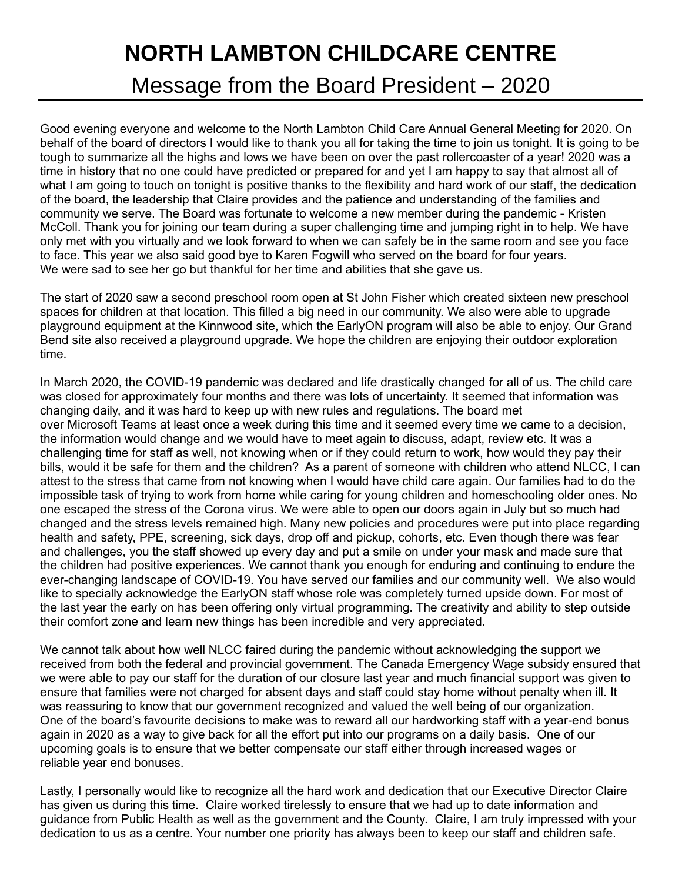# NORTH LAMBTON CHILDCARE CENTRE

## Message from the Board President – 2020

Good evening everyone and welcome to the North Lambton Child Care Annual General Meeting for 2020. On behalf of the board of directors I would like to thank you all for taking the time to join us tonight. It is going to be tough to summarize all the highs and lows we have been on over the past rollercoaster of a year! 2020 was a time in history that no one could have predicted or prepared for and yet I am happy to say that almost all of what I am going to touch on tonight is positive thanks to the flexibility and hard work of our staff, the dedication of the board, the leadership that Claire provides and the patience and understanding of the families and community we serve. The Board was fortunate to welcome a new member during the pandemic - Kristen McColl. Thank you for joining our team during a super challenging time and jumping right in to help. We have only met with you virtually and we look forward to when we can safely be in the same room and see you face to face. This year we also said good bye to Karen Fogwill who served on the board for four years. We were sad to see her go but thankful for her time and abilities that she gave us.

The start of 2020 saw a second preschool room open at St John Fisher which created sixteen new preschool spaces for children at that location. This filled a big need in our community. We also were able to upgrade playground equipment at the Kinnwood site, which the EarlyON program will also be able to enjoy. Our Grand Bend site also received a playground upgrade. We hope the children are enjoying their outdoor exploration time.

In March 2020, the COVID-19 pandemic was declared and life drastically changed for all of us. The child care was closed for approximately four months and there was lots of uncertainty. It seemed that information was changing daily, and it was hard to keep up with new rules and regulations. The board met over Microsoft Teams at least once a week during this time and it seemed every time we came to a decision, the information would change and we would have to meet again to discuss, adapt, review etc. It was a challenging time for staff as well, not knowing when or if they could return to work, how would they pay their bills, would it be safe for them and the children? As a parent of someone with children who attend NLCC, I can attest to the stress that came from not knowing when I would have child care again. Our families had to do the impossible task of trying to work from home while caring for young children and homeschooling older ones. No one escaped the stress of the Corona virus. We were able to open our doors again in July but so much had changed and the stress levels remained high. Many new policies and procedures were put into place regarding health and safety, PPE, screening, sick days, drop off and pickup, cohorts, etc. Even though there was fear and challenges, you the staff showed up every day and put a smile on under your mask and made sure that the children had positive experiences. We cannot thank you enough for enduring and continuing to endure the ever-changing landscape of COVID-19. You have served our families and our community well. We also would like to specially acknowledge the EarlyON staff whose role was completely turned upside down. For most of the last year the early on has been offering only virtual programming. The creativity and ability to step outside their comfort zone and learn new things has been incredible and very appreciated.

We cannot talk about how well NLCC faired during the pandemic without acknowledging the support we received from both the federal and provincial government. The Canada Emergency Wage subsidy ensured that we were able to pay our staff for the duration of our closure last year and much financial support was given to ensure that families were not charged for absent days and staff could stay home without penalty when ill. It was reassuring to know that our government recognized and valued the well being of our organization. One of the board's favourite decisions to make was to reward all our hardworking staff with a year-end bonus again in 2020 as a way to give back for all the effort put into our programs on a daily basis. One of our upcoming goals is to ensure that we better compensate our staff either through increased wages or reliable year end bonuses.

Lastly, I personally would like to recognize all the hard work and dedication that our Executive Director Claire has given us during this time. Claire worked tirelessly to ensure that we had up to date information and guidance from Public Health as well as the government and the County. Claire, I am truly impressed with your dedication to us as a centre. Your number one priority has always been to keep our staff and children safe.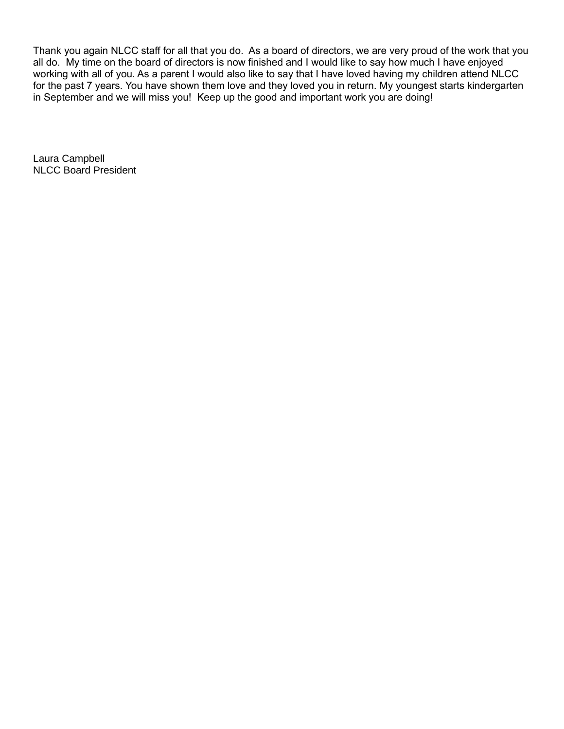Thank you again NLCC staff for all that you do. As a board of directors, we are very proud of the work that you all do. My time on the board of directors is now finished and I would like to say how much I have enjoyed working with all of you. As a parent I would also like to say that I have loved having my children attend NLCC for the past 7 years. You have shown them love and they loved you in return. My youngest starts kindergarten in September and we will miss you! Keep up the good and important work you are doing!

Laura Campbell
NLCC Board President